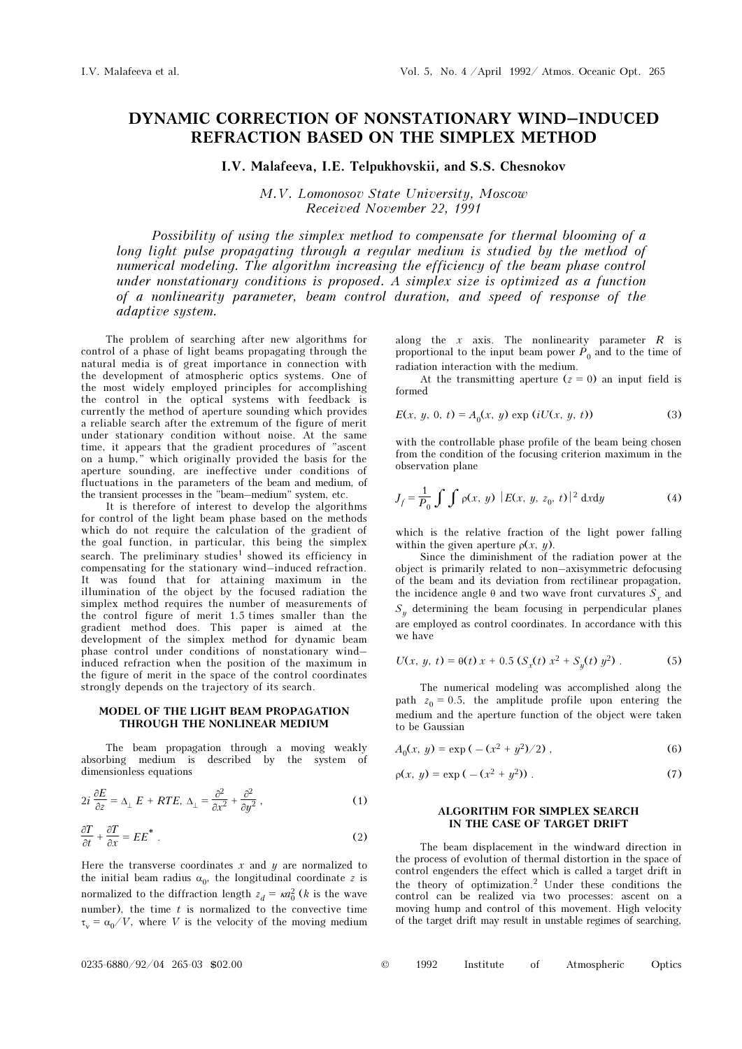# DYNAMIC CORRECTION OF NONSTATIONARY WIND–INDUCED REFRACTION BASED ON THE SIMPLEX METHOD

**I.V. Malafeeva, I.E. Telpukhovskii, and S.S. Chesnokov**

*M.V. Lomonosov State University, Moscow*
*Received November 22, 1991*

*Possibility of using the simplex method to compensate for thermal blooming of a long light pulse propagating through a regular medium is studied by the method of numerical modeling. The algorithm increasing the efficiency of the beam phase control under nonstationary conditions is proposed. A simplex size is optimized as a function of a nonlinearity parameter, beam control duration, and speed of response of the adaptive system.*

The problem of searching after new algorithms for control of a phase of light beams propagating through the natural media is of great importance in connection with the development of atmospheric optics systems. One of the most widely employed principles for accomplishing the control in the optical systems with feedback is currently the method of aperture sounding which provides a reliable search after the extremum of the figure of merit under stationary condition without noise. At the same time, it appears that the gradient procedures of "ascent on a hump," which originally provided the basis for the aperture sounding, are ineffective under conditions of fluctuations in the parameters of the beam and medium, of the transient processes in the "beam–medium" system, etc.

It is therefore of interest to develop the algorithms for control of the light beam phase based on the methods which do not require the calculation of the gradient of the goal function, in particular, this being the simplex search. The preliminary studies[1] showed its efficiency in compensating for the stationary wind–induced refraction. It was found that for attaining maximum in the illumination of the object by the focused radiation the simplex method requires the number of measurements of the control figure of merit 1.5 times smaller than the gradient method does. This paper is aimed at the development of the simplex method for dynamic beam phase control under conditions of nonstationary wind–induced refraction when the position of the maximum in the figure of merit in the space of the control coordinates strongly depends on the trajectory of its search.

## MODEL OF THE LIGHT BEAM PROPAGATION THROUGH THE NONLINEAR MEDIUM

The beam propagation through a moving weakly absorbing medium is described by the system of dimensionless equations

$$2i\frac{\partial E}{\partial z} = \Delta_{\perp} E + RTE,\ \Delta_{\perp} = \frac{\partial^2}{\partial x^2} + \frac{\partial^2}{\partial y^2}, \tag{1}$$

$$\frac{\partial T}{\partial t} + \frac{\partial T}{\partial x} = EE^* . \tag{2}$$

Here the transverse coordinates $x$ and $y$ are normalized to the initial beam radius $\alpha_0$, the longitudinal coordinate $z$ is normalized to the diffraction length $z_d = ka_0^2$ ($k$ is the wave number), the time $t$ is normalized to the convective time $\tau_v = \alpha_0/V$, where $V$ is the velocity of the moving medium along the $x$ axis. The nonlinearity parameter $R$ is proportional to the input beam power $P_0$ and to the time of radiation interaction with the medium.

At the transmitting aperture ($z = 0$) an input field is formed

$$E(x, y, 0, t) = A_0(x, y)\exp(iU(x, y, t)) \tag{3}$$

with the controllable phase profile of the beam being chosen from the condition of the focusing criterion maximum in the observation plane

$$J_f = \frac{1}{P_0}\int\int \rho(x, y)\,|E(x, y, z_0, t)|^2\,dxdy \tag{4}$$

which is the relative fraction of the light power falling within the given aperture $\rho(x, y)$.

Since the diminishment of the radiation power at the object is primarily related to non–axisymmetric defocusing of the beam and its deviation from rectilinear propagation, the incidence angle $\theta$ and two wave front curvatures $S_x$ and $S_y$ determining the beam focusing in perpendicular planes are employed as control coordinates. In accordance with this we have

$$U(x, y, t) = \theta(t)\,x + 0.5\,(S_x(t)\,x^2 + S_y(t)\,y^2) . \tag{5}$$

The numerical modeling was accomplished along the path $z_0 = 0.5$, the amplitude profile upon entering the medium and the aperture function of the object were taken to be Gaussian

$$A_0(x, y) = \exp(-(x^2 + y^2)/2) , \tag{6}$$

$$\rho(x, y) = \exp(-(x^2 + y^2)) . \tag{7}$$

## ALGORITHM FOR SIMPLEX SEARCH IN THE CASE OF TARGET DRIFT

The beam displacement in the windward direction in the process of evolution of thermal distortion in the space of control engenders the effect which is called a target drift in the theory of optimization.[2] Under these conditions the control can be realized via two processes: ascent on a moving hump and control of this movement. High velocity of the target drift may result in unstable regimes of searching,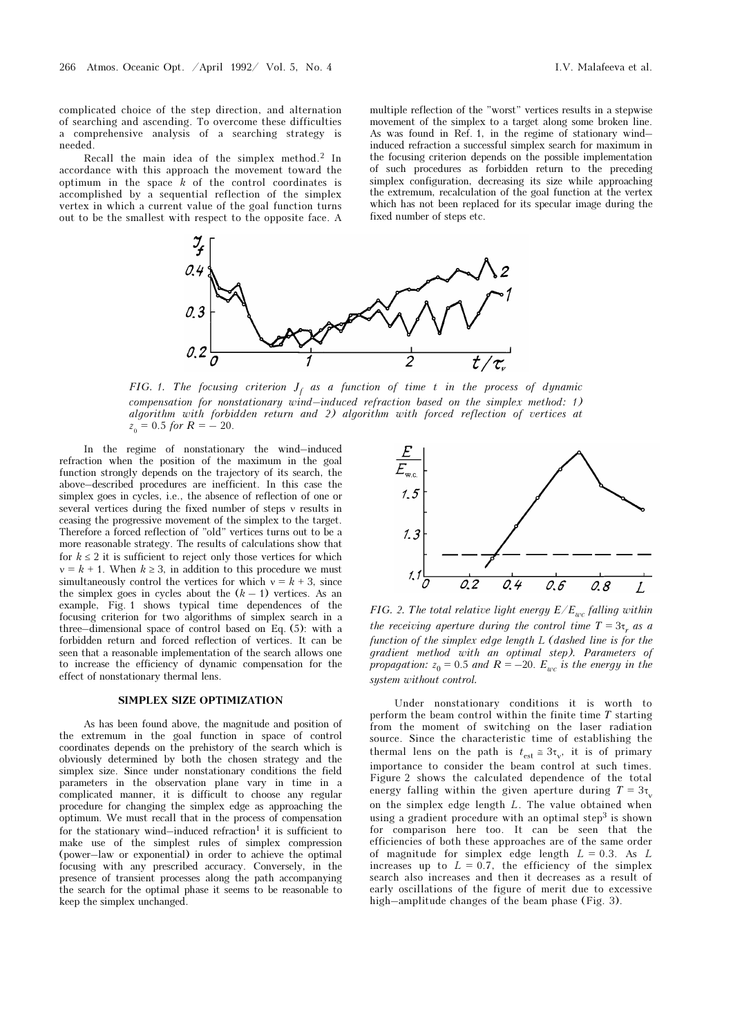complicated choice of the step direction, and alternation of searching and ascending. To overcome these difficulties a comprehensive analysis of a searching strategy is needed.

Recall the main idea of the simplex method.[2] In accordance with this approach the movement toward the optimum in the space $k$ of the control coordinates is accomplished by a sequential reflection of the simplex vertex in which a current value of the goal function turns out to be the smallest with respect to the opposite face. A multiple reflection of the "worst" vertices results in a stepwise movement of the simplex to a target along some broken line. As was found in Ref. 1, in the regime of stationary wind–induced refraction a successful simplex search for maximum in the focusing criterion depends on the possible implementation of such procedures as forbidden return to the preceding simplex configuration, decreasing its size while approaching the extremum, recalculation of the goal function at the vertex which has not been replaced for its specular image during the fixed number of steps etc.

*FIG. 1. The focusing criterion $J_f$ as a function of time $t$ in the process of dynamic compensation for nonstationary wind–induced refraction based on the simplex method: 1) algorithm with forbidden return and 2) algorithm with forced reflection of vertices at $z_0 = 0.5$ for $R = -20$.*

In the regime of nonstationary the wind–induced refraction when the position of the maximum in the goal function strongly depends on the trajectory of its search, the above–described procedures are inefficient. In this case the simplex goes in cycles, i.e., the absence of reflection of one or several vertices during the fixed number of steps $\nu$ results in ceasing the progressive movement of the simplex to the target. Therefore a forced reflection of "old" vertices turns out to be a more reasonable strategy. The results of calculations show that for $k \le 2$ it is sufficient to reject only those vertices for which $\nu = k + 1$. When $k \ge 3$, in addition to this procedure we must simultaneously control the vertices for which $\nu = k + 3$, since the simplex goes in cycles about the $(k - 1)$ vertices. As an example, Fig. 1 shows typical time dependences of the focusing criterion for two algorithms of simplex search in a three–dimensional space of control based on Eq. (5): with a forbidden return and forced reflection of vertices. It can be seen that a reasonable implementation of the search allows one to increase the efficiency of dynamic compensation for the effect of nonstationary thermal lens.

## SIMPLEX SIZE OPTIMIZATION

As has been found above, the magnitude and position of the extremum in the goal function in space of control coordinates depends on the prehistory of the search which is obviously determined by both the chosen strategy and the simplex size. Since under nonstationary conditions the field parameters in the observation plane vary in time in a complicated manner, it is difficult to choose any regular procedure for changing the simplex edge as approaching the optimum. We must recall that in the process of compensation for the stationary wind–induced refraction[1] it is sufficient to make use of the simplest rules of simplex compression (power–law or exponential) in order to achieve the optimal focusing with any prescribed accuracy. Conversely, in the presence of transient processes along the path accompanying the search for the optimal phase it seems to be reasonable to keep the simplex unchanged.

*FIG. 2. The total relative light energy $E/E_{wc}$ falling within the receiving aperture during the control time $T = 3\tau_\nu$ as a function of the simplex edge length $L$ (dashed line is for the gradient method with an optimal step). Parameters of propagation: $z_0 = 0.5$ and $R = -20$. $E_{wc}$ is the energy in the system without control.*

Under nonstationary conditions it is worth to perform the beam control within the finite time $T$ starting from the moment of switching on the laser radiation source. Since the characteristic time of establishing the thermal lens on the path is $t_{est} \cong 3\tau_\nu$, it is of primary importance to consider the beam control at such times. Figure 2 shows the calculated dependence of the total energy falling within the given aperture during $T = 3\tau_\nu$ on the simplex edge length $L$. The value obtained when using a gradient procedure with an optimal step[3] is shown for comparison here too. It can be seen that the efficiencies of both these approaches are of the same order of magnitude for simplex edge length $L = 0.3$. As $L$ increases up to $L = 0.7$, the efficiency of the simplex search also increases and then it decreases as a result of early oscillations of the figure of merit due to excessive high–amplitude changes of the beam phase (Fig. 3).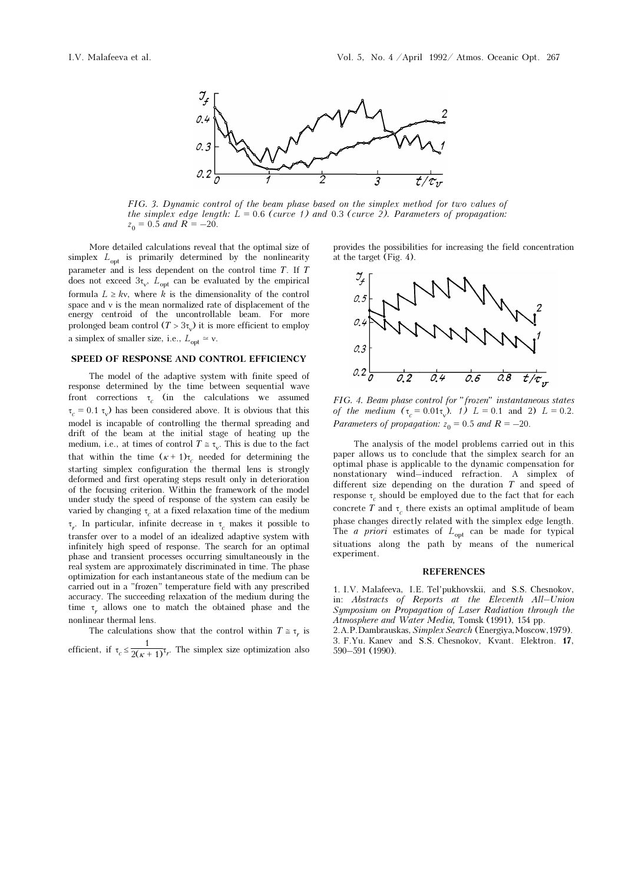$\mathcal{I}_f$
0.4
0.3
0.2
0
1
2
3
$t/\tau_v$
2
1

*FIG. 3. Dynamic control of the beam phase based on the simplex method for two values of the simplex edge length: $L = 0.6$ (curve 1) and 0.3 (curve 2). Parameters of propagation: $z_0 = 0.5$ and $R = -20$.*

More detailed calculations reveal that the optimal size of simplex $L_{\text{opt}}$ is primarily determined by the nonlinearity parameter and is less dependent on the control time $T$. If $T$ does not exceed $3\tau_v$, $L_{\text{opt}}$ can be evaluated by the empirical formula $L \geq k\nu$, where $k$ is the dimensionality of the control space and $\nu$ is the mean normalized rate of displacement of the energy centroid of the uncontrollable beam. For more prolonged beam control ($T > 3\tau_v$) it is more efficient to employ a simplex of smaller size, i.e., $L_{\text{opt}} \simeq \nu$.

## SPEED OF RESPONSE AND CONTROL EFFICIENCY

The model of the adaptive system with finite speed of response determined by the time between sequential wave front corrections $\tau_c$ (in the calculations we assumed $\tau_c = 0.1\ \tau_v$) has been considered above. It is obvious that this model is incapable of controlling the thermal spreading and drift of the beam at the initial stage of heating up the medium, i.e., at times of control $T \cong \tau_v$. This is due to the fact that within the time $(\kappa + 1)\tau_c$ needed for determining the starting simplex configuration the thermal lens is strongly deformed and first operating steps result only in deterioration of the focusing criterion. Within the framework of the model under study the speed of response of the system can easily be varied by changing $\tau_c$ at a fixed relaxation time of the medium $\tau_r$. In particular, infinite decrease in $\tau_c$ makes it possible to transfer over to a model of an idealized adaptive system with infinitely high speed of response. The search for an optimal phase and transient processes occurring simultaneously in the real system are approximately discriminated in time. The phase optimization for each instantaneous state of the medium can be carried out in a "frozen" temperature field with any prescribed accuracy. The succeeding relaxation of the medium during the time $\tau_r$ allows one to match the obtained phase and the nonlinear thermal lens.

The calculations show that the control within $T \cong \tau_r$ is efficient, if $\tau_c \leq \dfrac{1}{2(\kappa + 1)}\tau_r$. The simplex size optimization also provides the possibilities for increasing the field concentration at the target (Fig. 4).

$\mathcal{I}_f$
0.5
0.4
0.3
0.2
0
0.2
0.4
0.6
0.8
$t/\tau_v$
2
1

*FIG. 4. Beam phase control for "frozen" instantaneous states of the medium ($\tau_c = 0.01\tau_v$). 1) $L = 0.1$ and 2) $L = 0.2$. Parameters of propagation: $z_0 = 0.5$ and $R = -20$.*

The analysis of the model problems carried out in this paper allows us to conclude that the simplex search for an optimal phase is applicable to the dynamic compensation for nonstationary wind–induced refraction. A simplex of different size depending on the duration $T$ and speed of response $\tau_c$ should be employed due to the fact that for each concrete $T$ and $\tau_c$ there exists an optimal amplitude of beam phase changes directly related with the simplex edge length. The *a priori* estimates of $L_{\text{opt}}$ can be made for typical situations along the path by means of the numerical experiment.

## REFERENCES

1. I.V. Malafeeva, I.E. Tel'pukhovskii, and S.S. Chesnokov, in: *Abstracts of Reports at the Eleventh All–Union Symposium on Propagation of Laser Radiation through the Atmosphere and Water Media*, Tomsk (1991), 154 pp.
2. A.P. Dambrauskas, *Simplex Search* (Energiya, Moscow, 1979).
3. F.Yu. Kanev and S.S. Chesnokov, Kvant. Elektron. **17**, 590–591 (1990).